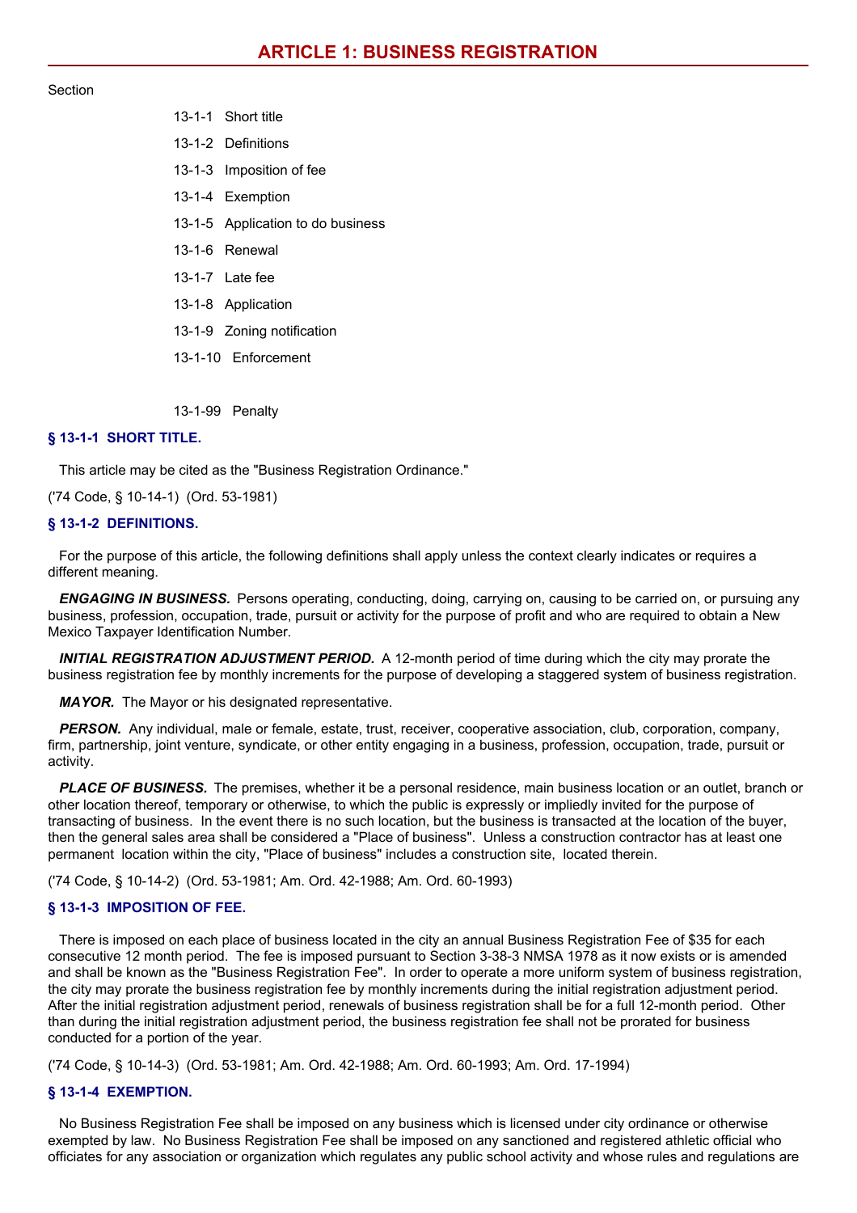# ARTICLE 1: BUSINESS REGISTRATION

Section

13-1-1 Short title

13-1-2 Definitions

13-1-3 Imposition of fee

13-1-4 Exemption

13-1-5 Application to do business

13-1-6 Renewal

13-1-7 Late fee

13-1-8 Application

13-1-9 Zoning notification

13-1-10 Enforcement

13-1-99 Penalty

### § 13-1-1 SHORT TITLE.

This article may be cited as the "Business Registration Ordinance."

('74 Code, § 10-14-1) (Ord. 53-1981)

### § 13-1-2 DEFINITIONS.

For the purpose of this article, the following definitions shall apply unless the context clearly indicates or requires a different meaning.

***ENGAGING IN BUSINESS.*** Persons operating, conducting, doing, carrying on, causing to be carried on, or pursuing any business, profession, occupation, trade, pursuit or activity for the purpose of profit and who are required to obtain a New Mexico Taxpayer Identification Number.

***INITIAL REGISTRATION ADJUSTMENT PERIOD.*** A 12-month period of time during which the city may prorate the business registration fee by monthly increments for the purpose of developing a staggered system of business registration.

***MAYOR.*** The Mayor or his designated representative.

***PERSON.*** Any individual, male or female, estate, trust, receiver, cooperative association, club, corporation, company, firm, partnership, joint venture, syndicate, or other entity engaging in a business, profession, occupation, trade, pursuit or activity.

***PLACE OF BUSINESS.*** The premises, whether it be a personal residence, main business location or an outlet, branch or other location thereof, temporary or otherwise, to which the public is expressly or impliedly invited for the purpose of transacting of business. In the event there is no such location, but the business is transacted at the location of the buyer, then the general sales area shall be considered a "Place of business". Unless a construction contractor has at least one permanent location within the city, "Place of business" includes a construction site, located therein.

('74 Code, § 10-14-2) (Ord. 53-1981; Am. Ord. 42-1988; Am. Ord. 60-1993)

### § 13-1-3 IMPOSITION OF FEE.

There is imposed on each place of business located in the city an annual Business Registration Fee of $35 for each consecutive 12 month period. The fee is imposed pursuant to Section 3-38-3 NMSA 1978 as it now exists or is amended and shall be known as the "Business Registration Fee". In order to operate a more uniform system of business registration, the city may prorate the business registration fee by monthly increments during the initial registration adjustment period. After the initial registration adjustment period, renewals of business registration shall be for a full 12-month period. Other than during the initial registration adjustment period, the business registration fee shall not be prorated for business conducted for a portion of the year.

('74 Code, § 10-14-3) (Ord. 53-1981; Am. Ord. 42-1988; Am. Ord. 60-1993; Am. Ord. 17-1994)

### § 13-1-4 EXEMPTION.

No Business Registration Fee shall be imposed on any business which is licensed under city ordinance or otherwise exempted by law. No Business Registration Fee shall be imposed on any sanctioned and registered athletic official who officiates for any association or organization which regulates any public school activity and whose rules and regulations are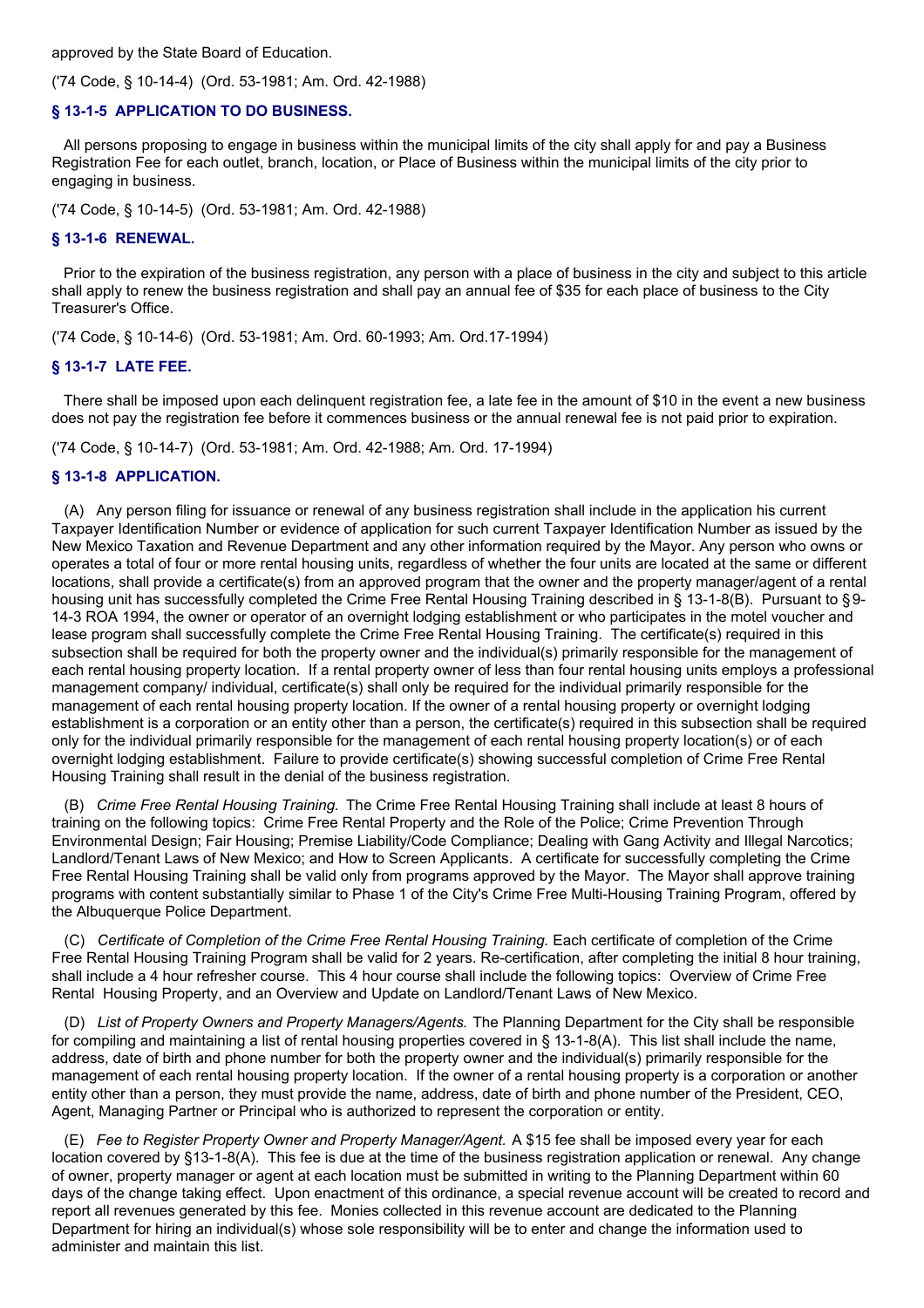approved by the State Board of Education.

('74 Code, § 10-14-4) (Ord. 53-1981; Am. Ord. 42-1988)

### § 13-1-5 APPLICATION TO DO BUSINESS.

All persons proposing to engage in business within the municipal limits of the city shall apply for and pay a Business Registration Fee for each outlet, branch, location, or Place of Business within the municipal limits of the city prior to engaging in business.

('74 Code, § 10-14-5) (Ord. 53-1981; Am. Ord. 42-1988)

### § 13-1-6 RENEWAL.

Prior to the expiration of the business registration, any person with a place of business in the city and subject to this article shall apply to renew the business registration and shall pay an annual fee of $35 for each place of business to the City Treasurer's Office.

('74 Code, § 10-14-6) (Ord. 53-1981; Am. Ord. 60-1993; Am. Ord.17-1994)

### § 13-1-7 LATE FEE.

There shall be imposed upon each delinquent registration fee, a late fee in the amount of $10 in the event a new business does not pay the registration fee before it commences business or the annual renewal fee is not paid prior to expiration.

('74 Code, § 10-14-7) (Ord. 53-1981; Am. Ord. 42-1988; Am. Ord. 17-1994)

### § 13-1-8 APPLICATION.

(A) Any person filing for issuance or renewal of any business registration shall include in the application his current Taxpayer Identification Number or evidence of application for such current Taxpayer Identification Number as issued by the New Mexico Taxation and Revenue Department and any other information required by the Mayor. Any person who owns or operates a total of four or more rental housing units, regardless of whether the four units are located at the same or different locations, shall provide a certificate(s) from an approved program that the owner and the property manager/agent of a rental housing unit has successfully completed the Crime Free Rental Housing Training described in § 13-1-8(B). Pursuant to § 9-14-3 ROA 1994, the owner or operator of an overnight lodging establishment or who participates in the motel voucher and lease program shall successfully complete the Crime Free Rental Housing Training. The certificate(s) required in this subsection shall be required for both the property owner and the individual(s) primarily responsible for the management of each rental housing property location. If a rental property owner of less than four rental housing units employs a professional management company/ individual, certificate(s) shall only be required for the individual primarily responsible for the management of each rental housing property location. If the owner of a rental housing property or overnight lodging establishment is a corporation or an entity other than a person, the certificate(s) required in this subsection shall be required only for the individual primarily responsible for the management of each rental housing property location(s) or of each overnight lodging establishment. Failure to provide certificate(s) showing successful completion of Crime Free Rental Housing Training shall result in the denial of the business registration.

(B) *Crime Free Rental Housing Training.* The Crime Free Rental Housing Training shall include at least 8 hours of training on the following topics: Crime Free Rental Property and the Role of the Police; Crime Prevention Through Environmental Design; Fair Housing; Premise Liability/Code Compliance; Dealing with Gang Activity and Illegal Narcotics; Landlord/Tenant Laws of New Mexico; and How to Screen Applicants. A certificate for successfully completing the Crime Free Rental Housing Training shall be valid only from programs approved by the Mayor. The Mayor shall approve training programs with content substantially similar to Phase 1 of the City's Crime Free Multi-Housing Training Program, offered by the Albuquerque Police Department.

(C) *Certificate of Completion of the Crime Free Rental Housing Training.* Each certificate of completion of the Crime Free Rental Housing Training Program shall be valid for 2 years. Re-certification, after completing the initial 8 hour training, shall include a 4 hour refresher course. This 4 hour course shall include the following topics: Overview of Crime Free Rental Housing Property, and an Overview and Update on Landlord/Tenant Laws of New Mexico.

(D) *List of Property Owners and Property Managers/Agents.* The Planning Department for the City shall be responsible for compiling and maintaining a list of rental housing properties covered in § 13-1-8(A). This list shall include the name, address, date of birth and phone number for both the property owner and the individual(s) primarily responsible for the management of each rental housing property location. If the owner of a rental housing property is a corporation or another entity other than a person, they must provide the name, address, date of birth and phone number of the President, CEO, Agent, Managing Partner or Principal who is authorized to represent the corporation or entity.

(E) *Fee to Register Property Owner and Property Manager/Agent.* A $15 fee shall be imposed every year for each location covered by §13-1-8(A). This fee is due at the time of the business registration application or renewal. Any change of owner, property manager or agent at each location must be submitted in writing to the Planning Department within 60 days of the change taking effect. Upon enactment of this ordinance, a special revenue account will be created to record and report all revenues generated by this fee. Monies collected in this revenue account are dedicated to the Planning Department for hiring an individual(s) whose sole responsibility will be to enter and change the information used to administer and maintain this list.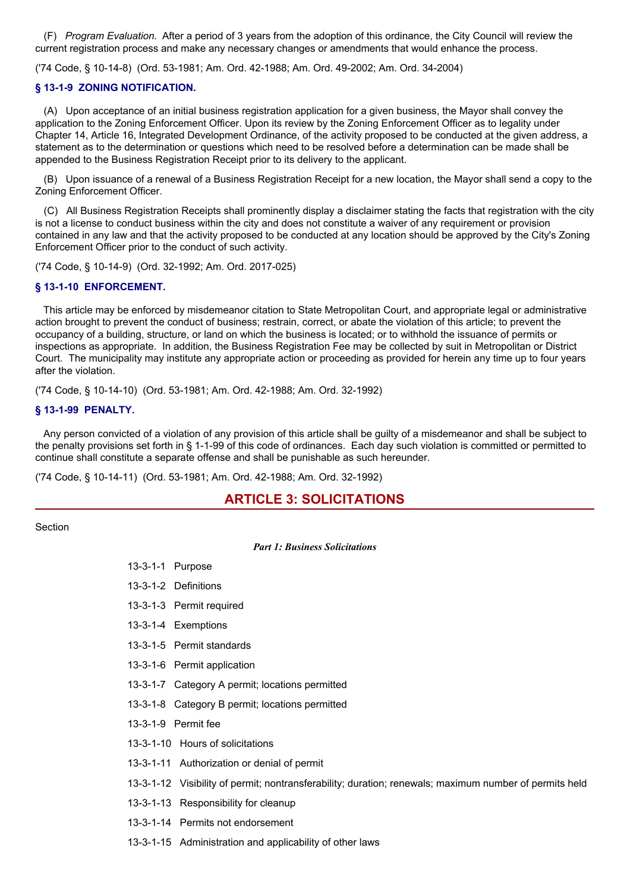(F) *Program Evaluation.* After a period of 3 years from the adoption of this ordinance, the City Council will review the current registration process and make any necessary changes or amendments that would enhance the process.

('74 Code, § 10-14-8) (Ord. 53-1981; Am. Ord. 42-1988; Am. Ord. 49-2002; Am. Ord. 34-2004)

### § 13-1-9 ZONING NOTIFICATION.

(A) Upon acceptance of an initial business registration application for a given business, the Mayor shall convey the application to the Zoning Enforcement Officer. Upon its review by the Zoning Enforcement Officer as to legality under Chapter 14, Article 16, Integrated Development Ordinance, of the activity proposed to be conducted at the given address, a statement as to the determination or questions which need to be resolved before a determination can be made shall be appended to the Business Registration Receipt prior to its delivery to the applicant.

(B) Upon issuance of a renewal of a Business Registration Receipt for a new location, the Mayor shall send a copy to the Zoning Enforcement Officer.

(C) All Business Registration Receipts shall prominently display a disclaimer stating the facts that registration with the city is not a license to conduct business within the city and does not constitute a waiver of any requirement or provision contained in any law and that the activity proposed to be conducted at any location should be approved by the City's Zoning Enforcement Officer prior to the conduct of such activity.

('74 Code, § 10-14-9) (Ord. 32-1992; Am. Ord. 2017-025)

### § 13-1-10 ENFORCEMENT.

This article may be enforced by misdemeanor citation to State Metropolitan Court, and appropriate legal or administrative action brought to prevent the conduct of business; restrain, correct, or abate the violation of this article; to prevent the occupancy of a building, structure, or land on which the business is located; or to withhold the issuance of permits or inspections as appropriate. In addition, the Business Registration Fee may be collected by suit in Metropolitan or District Court. The municipality may institute any appropriate action or proceeding as provided for herein any time up to four years after the violation.

('74 Code, § 10-14-10) (Ord. 53-1981; Am. Ord. 42-1988; Am. Ord. 32-1992)

### § 13-1-99 PENALTY.

Any person convicted of a violation of any provision of this article shall be guilty of a misdemeanor and shall be subject to the penalty provisions set forth in § 1-1-99 of this code of ordinances. Each day such violation is committed or permitted to continue shall constitute a separate offense and shall be punishable as such hereunder.

('74 Code, § 10-14-11) (Ord. 53-1981; Am. Ord. 42-1988; Am. Ord. 32-1992)

## ARTICLE 3: SOLICITATIONS

Section

***Part 1: Business Solicitations***

13-3-1-1 Purpose

13-3-1-2 Definitions

13-3-1-3 Permit required

13-3-1-4 Exemptions

13-3-1-5 Permit standards

13-3-1-6 Permit application

13-3-1-7 Category A permit; locations permitted

13-3-1-8 Category B permit; locations permitted

13-3-1-9 Permit fee

13-3-1-10 Hours of solicitations

13-3-1-11 Authorization or denial of permit

13-3-1-12 Visibility of permit; nontransferability; duration; renewals; maximum number of permits held

13-3-1-13 Responsibility for cleanup

13-3-1-14 Permits not endorsement

13-3-1-15 Administration and applicability of other laws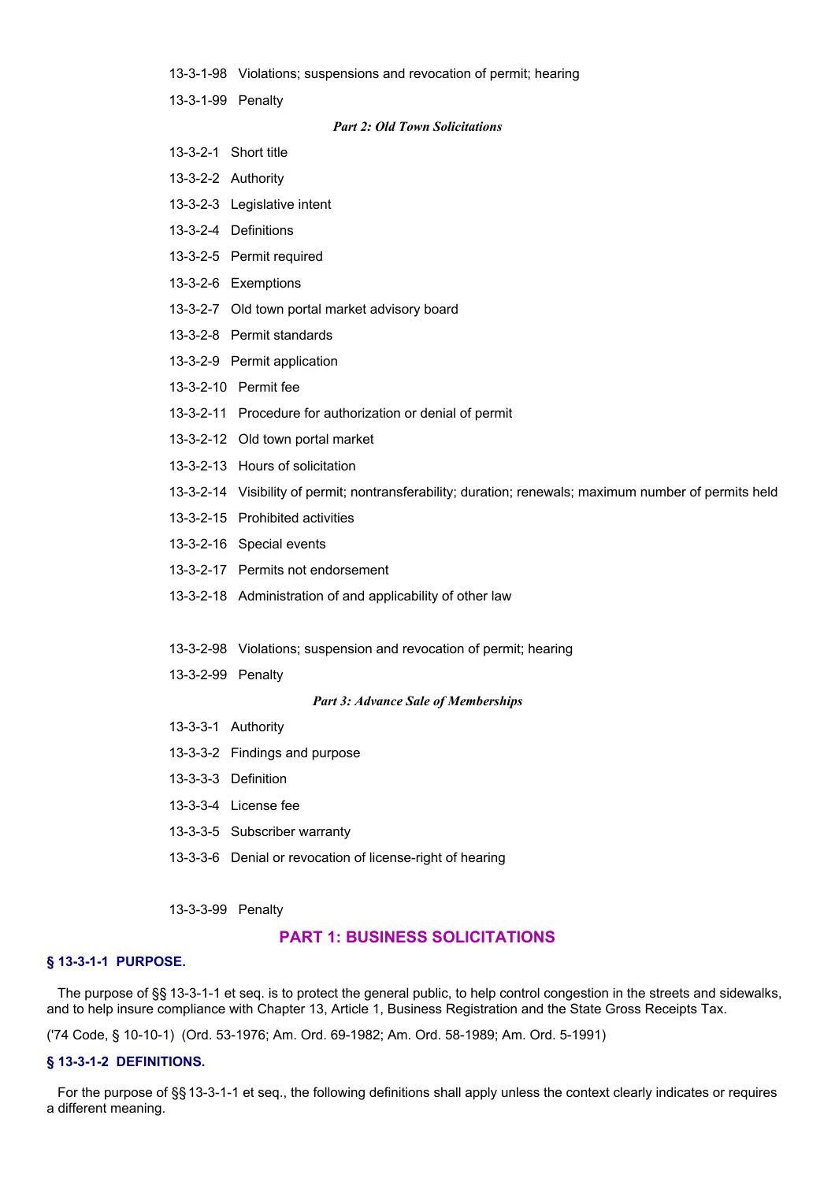13-3-1-98 Violations; suspensions and revocation of permit; hearing

13-3-1-99 Penalty

*Part 2: Old Town Solicitations*

13-3-2-1 Short title

13-3-2-2 Authority

13-3-2-3 Legislative intent

13-3-2-4 Definitions

13-3-2-5 Permit required

13-3-2-6 Exemptions

13-3-2-7 Old town portal market advisory board

13-3-2-8 Permit standards

13-3-2-9 Permit application

13-3-2-10 Permit fee

13-3-2-11 Procedure for authorization or denial of permit

13-3-2-12 Old town portal market

13-3-2-13 Hours of solicitation

13-3-2-14 Visibility of permit; nontransferability; duration; renewals; maximum number of permits held

13-3-2-15 Prohibited activities

13-3-2-16 Special events

13-3-2-17 Permits not endorsement

13-3-2-18 Administration of and applicability of other law

13-3-2-98 Violations; suspension and revocation of permit; hearing

13-3-2-99 Penalty

*Part 3: Advance Sale of Memberships*

13-3-3-1 Authority

13-3-3-2 Findings and purpose

13-3-3-3 Definition

13-3-3-4 License fee

13-3-3-5 Subscriber warranty

13-3-3-6 Denial or revocation of license-right of hearing

13-3-3-99 Penalty

## PART 1: BUSINESS SOLICITATIONS

### § 13-3-1-1 PURPOSE.

The purpose of §§ 13-3-1-1 et seq. is to protect the general public, to help control congestion in the streets and sidewalks, and to help insure compliance with Chapter 13, Article 1, Business Registration and the State Gross Receipts Tax.

('74 Code, § 10-10-1) (Ord. 53-1976; Am. Ord. 69-1982; Am. Ord. 58-1989; Am. Ord. 5-1991)

### § 13-3-1-2 DEFINITIONS.

For the purpose of §§ 13-3-1-1 et seq., the following definitions shall apply unless the context clearly indicates or requires a different meaning.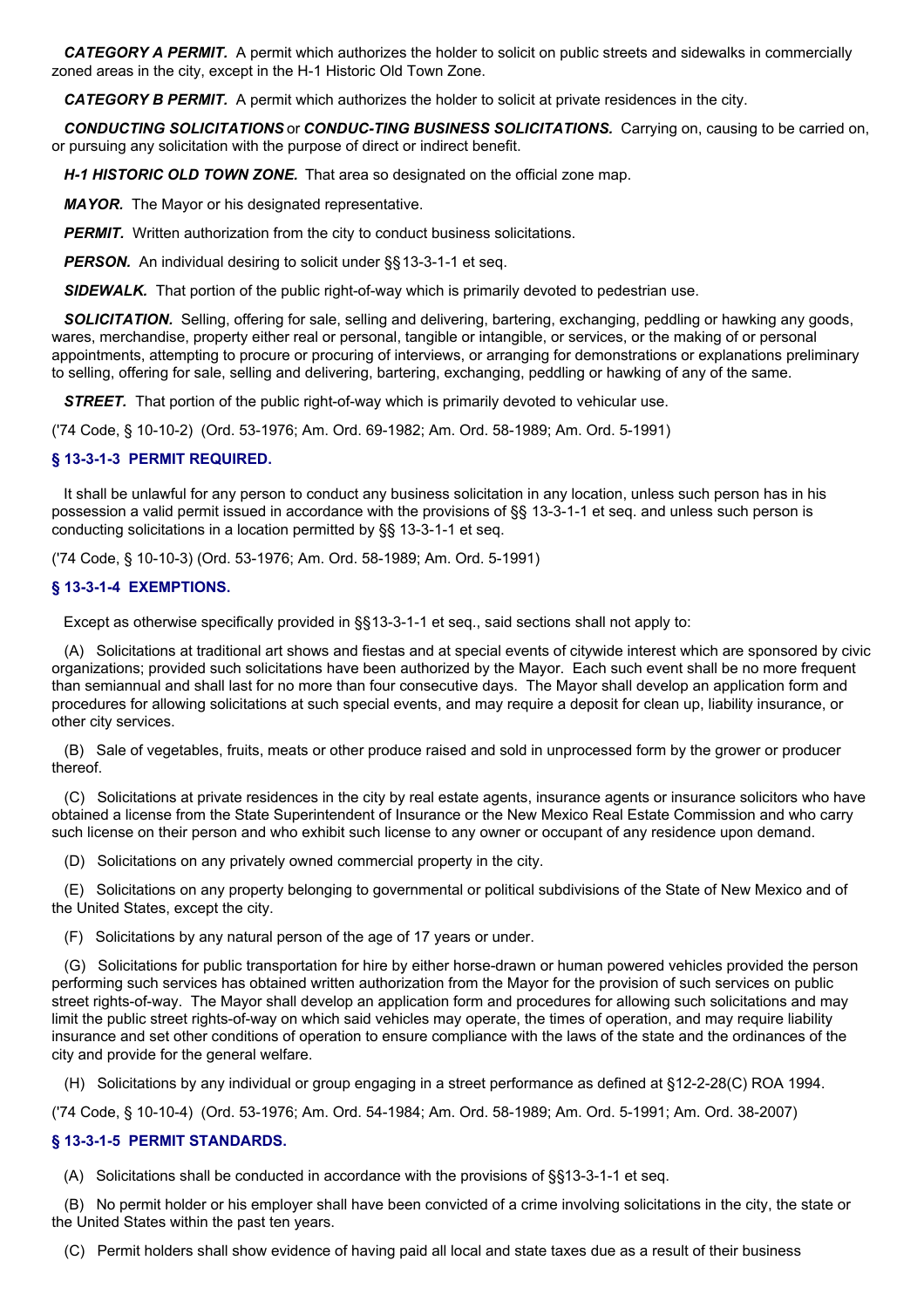***CATEGORY A PERMIT.*** A permit which authorizes the holder to solicit on public streets and sidewalks in commercially zoned areas in the city, except in the H-1 Historic Old Town Zone.

***CATEGORY B PERMIT.*** A permit which authorizes the holder to solicit at private residences in the city.

***CONDUCTING SOLICITATIONS*** or ***CONDUC-TING BUSINESS SOLICITATIONS.*** Carrying on, causing to be carried on, or pursuing any solicitation with the purpose of direct or indirect benefit.

***H-1 HISTORIC OLD TOWN ZONE.*** That area so designated on the official zone map.

***MAYOR.*** The Mayor or his designated representative.

***PERMIT.*** Written authorization from the city to conduct business solicitations.

***PERSON.*** An individual desiring to solicit under §§13-3-1-1 et seq.

***SIDEWALK.*** That portion of the public right-of-way which is primarily devoted to pedestrian use.

***SOLICITATION.*** Selling, offering for sale, selling and delivering, bartering, exchanging, peddling or hawking any goods, wares, merchandise, property either real or personal, tangible or intangible, or services, or the making of or personal appointments, attempting to procure or procuring of interviews, or arranging for demonstrations or explanations preliminary to selling, offering for sale, selling and delivering, bartering, exchanging, peddling or hawking of any of the same.

***STREET.*** That portion of the public right-of-way which is primarily devoted to vehicular use.

('74 Code, § 10-10-2) (Ord. 53-1976; Am. Ord. 69-1982; Am. Ord. 58-1989; Am. Ord. 5-1991)

### § 13-3-1-3 PERMIT REQUIRED.

It shall be unlawful for any person to conduct any business solicitation in any location, unless such person has in his possession a valid permit issued in accordance with the provisions of §§ 13-3-1-1 et seq. and unless such person is conducting solicitations in a location permitted by §§ 13-3-1-1 et seq.

('74 Code, § 10-10-3) (Ord. 53-1976; Am. Ord. 58-1989; Am. Ord. 5-1991)

### § 13-3-1-4 EXEMPTIONS.

Except as otherwise specifically provided in §§13-3-1-1 et seq., said sections shall not apply to:

(A) Solicitations at traditional art shows and fiestas and at special events of citywide interest which are sponsored by civic organizations; provided such solicitations have been authorized by the Mayor. Each such event shall be no more frequent than semiannual and shall last for no more than four consecutive days. The Mayor shall develop an application form and procedures for allowing solicitations at such special events, and may require a deposit for clean up, liability insurance, or other city services.

(B) Sale of vegetables, fruits, meats or other produce raised and sold in unprocessed form by the grower or producer thereof.

(C) Solicitations at private residences in the city by real estate agents, insurance agents or insurance solicitors who have obtained a license from the State Superintendent of Insurance or the New Mexico Real Estate Commission and who carry such license on their person and who exhibit such license to any owner or occupant of any residence upon demand.

(D) Solicitations on any privately owned commercial property in the city.

(E) Solicitations on any property belonging to governmental or political subdivisions of the State of New Mexico and of the United States, except the city.

(F) Solicitations by any natural person of the age of 17 years or under.

(G) Solicitations for public transportation for hire by either horse-drawn or human powered vehicles provided the person performing such services has obtained written authorization from the Mayor for the provision of such services on public street rights-of-way. The Mayor shall develop an application form and procedures for allowing such solicitations and may limit the public street rights-of-way on which said vehicles may operate, the times of operation, and may require liability insurance and set other conditions of operation to ensure compliance with the laws of the state and the ordinances of the city and provide for the general welfare.

(H) Solicitations by any individual or group engaging in a street performance as defined at §12-2-28(C) ROA 1994.

('74 Code, § 10-10-4) (Ord. 53-1976; Am. Ord. 54-1984; Am. Ord. 58-1989; Am. Ord. 5-1991; Am. Ord. 38-2007)

### § 13-3-1-5 PERMIT STANDARDS.

(A) Solicitations shall be conducted in accordance with the provisions of §§13-3-1-1 et seq.

(B) No permit holder or his employer shall have been convicted of a crime involving solicitations in the city, the state or the United States within the past ten years.

(C) Permit holders shall show evidence of having paid all local and state taxes due as a result of their business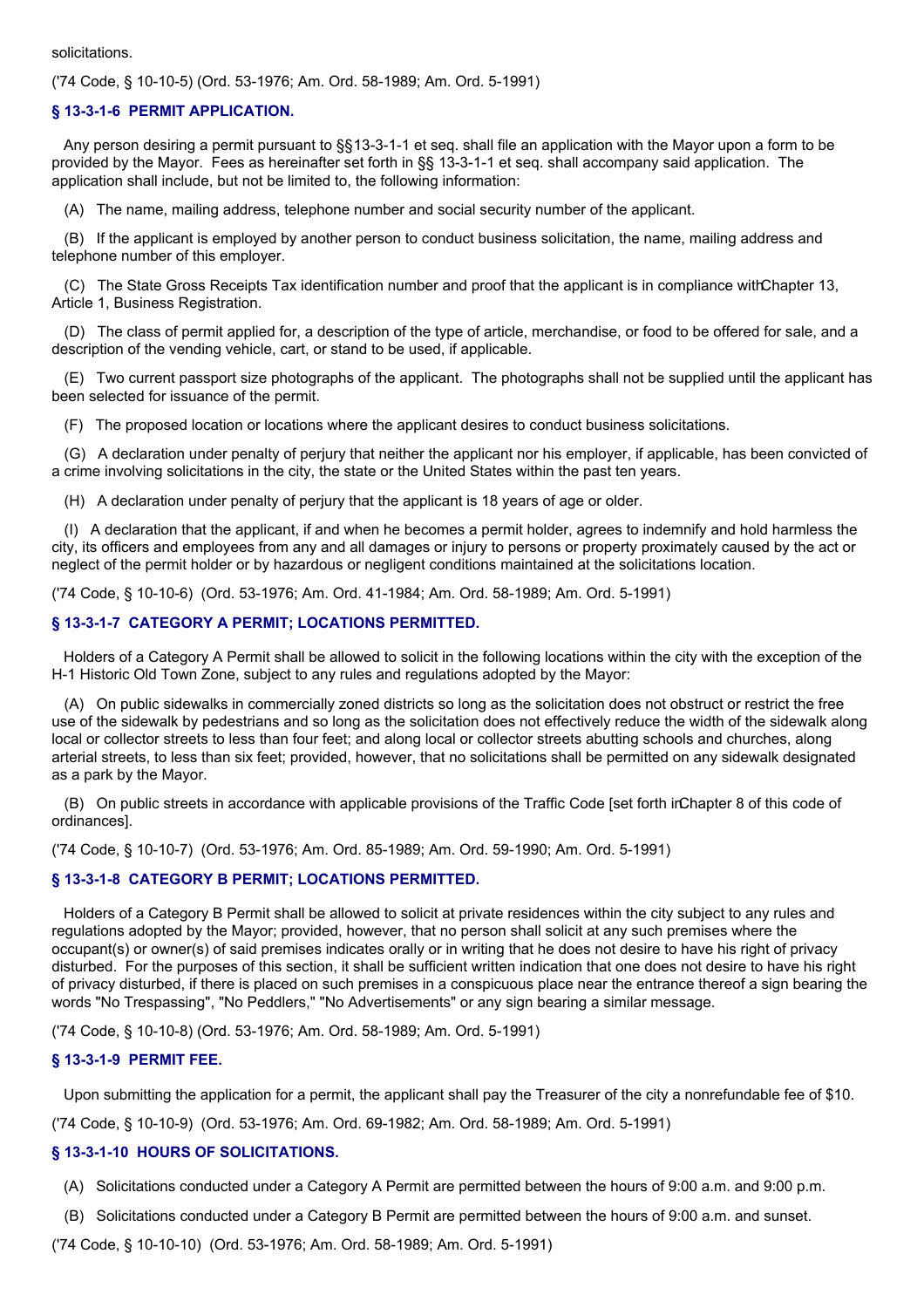solicitations.

('74 Code, § 10-10-5) (Ord. 53-1976; Am. Ord. 58-1989; Am. Ord. 5-1991)

### § 13-3-1-6 PERMIT APPLICATION.

Any person desiring a permit pursuant to §§13-3-1-1 et seq. shall file an application with the Mayor upon a form to be provided by the Mayor. Fees as hereinafter set forth in §§ 13-3-1-1 et seq. shall accompany said application. The application shall include, but not be limited to, the following information:

(A) The name, mailing address, telephone number and social security number of the applicant.

(B) If the applicant is employed by another person to conduct business solicitation, the name, mailing address and telephone number of this employer.

(C) The State Gross Receipts Tax identification number and proof that the applicant is in compliance with Chapter 13, Article 1, Business Registration.

(D) The class of permit applied for, a description of the type of article, merchandise, or food to be offered for sale, and a description of the vending vehicle, cart, or stand to be used, if applicable.

(E) Two current passport size photographs of the applicant. The photographs shall not be supplied until the applicant has been selected for issuance of the permit.

(F) The proposed location or locations where the applicant desires to conduct business solicitations.

(G) A declaration under penalty of perjury that neither the applicant nor his employer, if applicable, has been convicted of a crime involving solicitations in the city, the state or the United States within the past ten years.

(H) A declaration under penalty of perjury that the applicant is 18 years of age or older.

(I) A declaration that the applicant, if and when he becomes a permit holder, agrees to indemnify and hold harmless the city, its officers and employees from any and all damages or injury to persons or property proximately caused by the act or neglect of the permit holder or by hazardous or negligent conditions maintained at the solicitations location.

('74 Code, § 10-10-6) (Ord. 53-1976; Am. Ord. 41-1984; Am. Ord. 58-1989; Am. Ord. 5-1991)

### § 13-3-1-7 CATEGORY A PERMIT; LOCATIONS PERMITTED.

Holders of a Category A Permit shall be allowed to solicit in the following locations within the city with the exception of the H-1 Historic Old Town Zone, subject to any rules and regulations adopted by the Mayor:

(A) On public sidewalks in commercially zoned districts so long as the solicitation does not obstruct or restrict the free use of the sidewalk by pedestrians and so long as the solicitation does not effectively reduce the width of the sidewalk along local or collector streets to less than four feet; and along local or collector streets abutting schools and churches, along arterial streets, to less than six feet; provided, however, that no solicitations shall be permitted on any sidewalk designated as a park by the Mayor.

(B) On public streets in accordance with applicable provisions of the Traffic Code [set forth in Chapter 8 of this code of ordinances].

('74 Code, § 10-10-7) (Ord. 53-1976; Am. Ord. 85-1989; Am. Ord. 59-1990; Am. Ord. 5-1991)

### § 13-3-1-8 CATEGORY B PERMIT; LOCATIONS PERMITTED.

Holders of a Category B Permit shall be allowed to solicit at private residences within the city subject to any rules and regulations adopted by the Mayor; provided, however, that no person shall solicit at any such premises where the occupant(s) or owner(s) of said premises indicates orally or in writing that he does not desire to have his right of privacy disturbed. For the purposes of this section, it shall be sufficient written indication that one does not desire to have his right of privacy disturbed, if there is placed on such premises in a conspicuous place near the entrance thereof a sign bearing the words "No Trespassing", "No Peddlers," "No Advertisements" or any sign bearing a similar message.

('74 Code, § 10-10-8) (Ord. 53-1976; Am. Ord. 58-1989; Am. Ord. 5-1991)

### § 13-3-1-9 PERMIT FEE.

Upon submitting the application for a permit, the applicant shall pay the Treasurer of the city a nonrefundable fee of $10.

('74 Code, § 10-10-9) (Ord. 53-1976; Am. Ord. 69-1982; Am. Ord. 58-1989; Am. Ord. 5-1991)

### § 13-3-1-10 HOURS OF SOLICITATIONS.

(A) Solicitations conducted under a Category A Permit are permitted between the hours of 9:00 a.m. and 9:00 p.m.

(B) Solicitations conducted under a Category B Permit are permitted between the hours of 9:00 a.m. and sunset.

('74 Code, § 10-10-10) (Ord. 53-1976; Am. Ord. 58-1989; Am. Ord. 5-1991)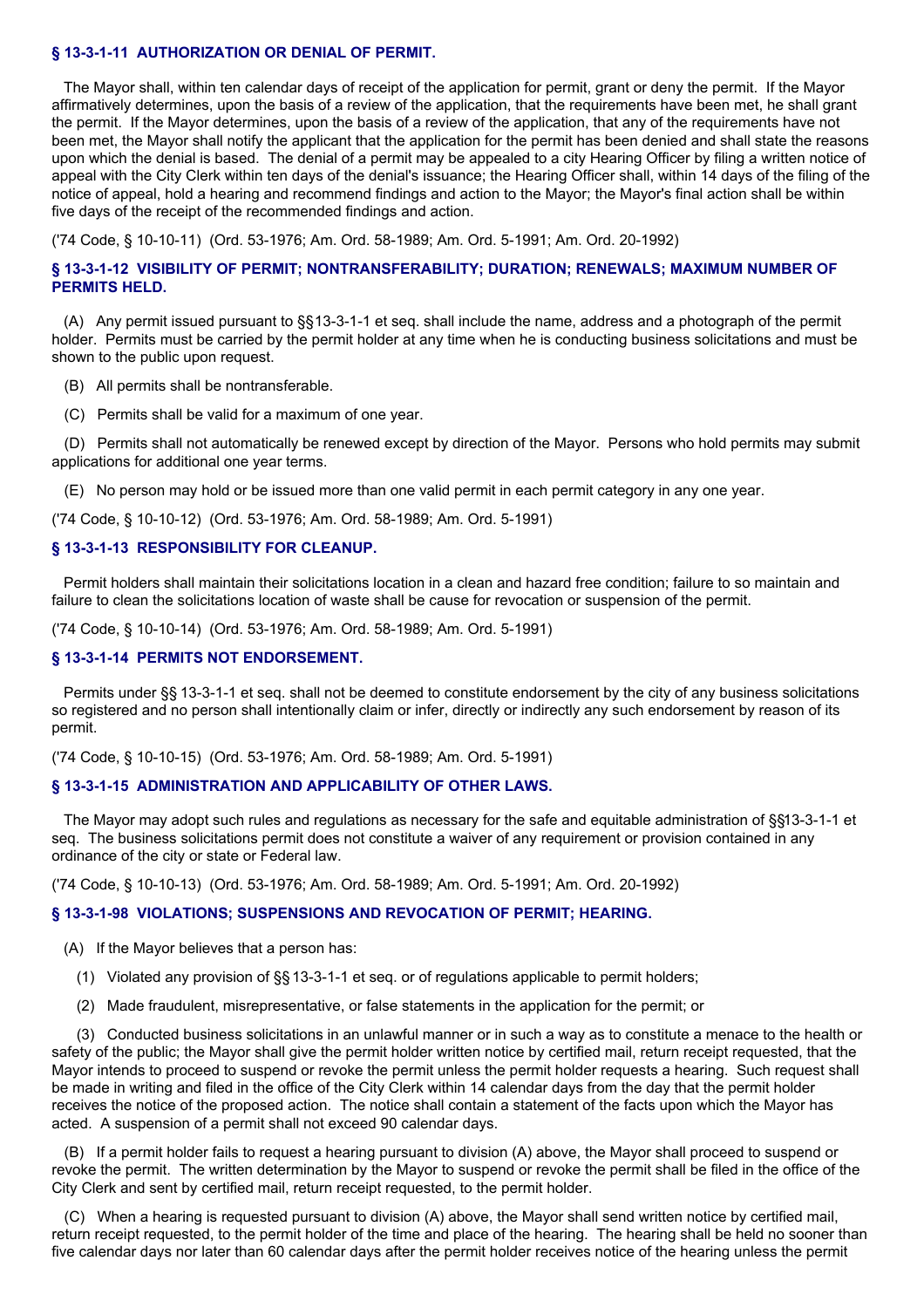### § 13-3-1-11 AUTHORIZATION OR DENIAL OF PERMIT.

The Mayor shall, within ten calendar days of receipt of the application for permit, grant or deny the permit. If the Mayor affirmatively determines, upon the basis of a review of the application, that the requirements have been met, he shall grant the permit. If the Mayor determines, upon the basis of a review of the application, that any of the requirements have not been met, the Mayor shall notify the applicant that the application for the permit has been denied and shall state the reasons upon which the denial is based. The denial of a permit may be appealed to a city Hearing Officer by filing a written notice of appeal with the City Clerk within ten days of the denial's issuance; the Hearing Officer shall, within 14 days of the filing of the notice of appeal, hold a hearing and recommend findings and action to the Mayor; the Mayor's final action shall be within five days of the receipt of the recommended findings and action.

('74 Code, § 10-10-11) (Ord. 53-1976; Am. Ord. 58-1989; Am. Ord. 5-1991; Am. Ord. 20-1992)

### § 13-3-1-12 VISIBILITY OF PERMIT; NONTRANSFERABILITY; DURATION; RENEWALS; MAXIMUM NUMBER OF PERMITS HELD.

(A) Any permit issued pursuant to §§13-3-1-1 et seq. shall include the name, address and a photograph of the permit holder. Permits must be carried by the permit holder at any time when he is conducting business solicitations and must be shown to the public upon request.

(B) All permits shall be nontransferable.

(C) Permits shall be valid for a maximum of one year.

(D) Permits shall not automatically be renewed except by direction of the Mayor. Persons who hold permits may submit applications for additional one year terms.

(E) No person may hold or be issued more than one valid permit in each permit category in any one year.

('74 Code, § 10-10-12) (Ord. 53-1976; Am. Ord. 58-1989; Am. Ord. 5-1991)

### § 13-3-1-13 RESPONSIBILITY FOR CLEANUP.

Permit holders shall maintain their solicitations location in a clean and hazard free condition; failure to so maintain and failure to clean the solicitations location of waste shall be cause for revocation or suspension of the permit.

('74 Code, § 10-10-14) (Ord. 53-1976; Am. Ord. 58-1989; Am. Ord. 5-1991)

### § 13-3-1-14 PERMITS NOT ENDORSEMENT.

Permits under §§ 13-3-1-1 et seq. shall not be deemed to constitute endorsement by the city of any business solicitations so registered and no person shall intentionally claim or infer, directly or indirectly any such endorsement by reason of its permit.

('74 Code, § 10-10-15) (Ord. 53-1976; Am. Ord. 58-1989; Am. Ord. 5-1991)

### § 13-3-1-15 ADMINISTRATION AND APPLICABILITY OF OTHER LAWS.

The Mayor may adopt such rules and regulations as necessary for the safe and equitable administration of §§13-3-1-1 et seq. The business solicitations permit does not constitute a waiver of any requirement or provision contained in any ordinance of the city or state or Federal law.

('74 Code, § 10-10-13) (Ord. 53-1976; Am. Ord. 58-1989; Am. Ord. 5-1991; Am. Ord. 20-1992)

### § 13-3-1-98 VIOLATIONS; SUSPENSIONS AND REVOCATION OF PERMIT; HEARING.

(A) If the Mayor believes that a person has:

(1) Violated any provision of §§ 13-3-1-1 et seq. or of regulations applicable to permit holders;

(2) Made fraudulent, misrepresentative, or false statements in the application for the permit; or

(3) Conducted business solicitations in an unlawful manner or in such a way as to constitute a menace to the health or safety of the public; the Mayor shall give the permit holder written notice by certified mail, return receipt requested, that the Mayor intends to proceed to suspend or revoke the permit unless the permit holder requests a hearing. Such request shall be made in writing and filed in the office of the City Clerk within 14 calendar days from the day that the permit holder receives the notice of the proposed action. The notice shall contain a statement of the facts upon which the Mayor has acted. A suspension of a permit shall not exceed 90 calendar days.

(B) If a permit holder fails to request a hearing pursuant to division (A) above, the Mayor shall proceed to suspend or revoke the permit. The written determination by the Mayor to suspend or revoke the permit shall be filed in the office of the City Clerk and sent by certified mail, return receipt requested, to the permit holder.

(C) When a hearing is requested pursuant to division (A) above, the Mayor shall send written notice by certified mail, return receipt requested, to the permit holder of the time and place of the hearing. The hearing shall be held no sooner than five calendar days nor later than 60 calendar days after the permit holder receives notice of the hearing unless the permit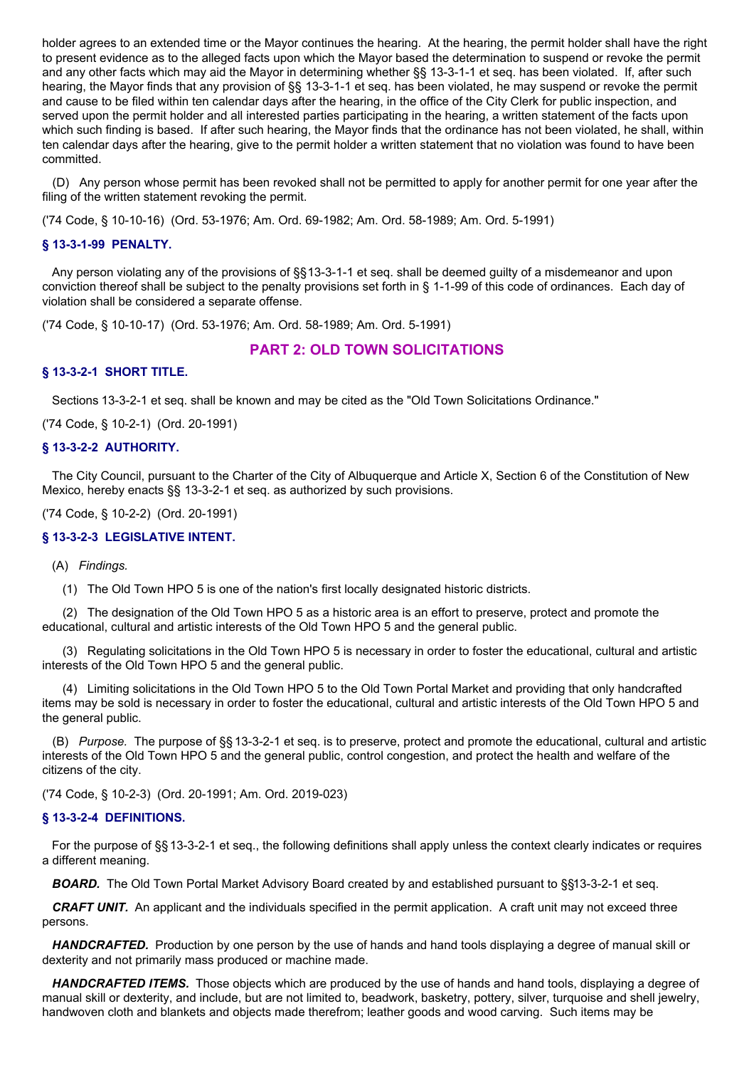holder agrees to an extended time or the Mayor continues the hearing. At the hearing, the permit holder shall have the right to present evidence as to the alleged facts upon which the Mayor based the determination to suspend or revoke the permit and any other facts which may aid the Mayor in determining whether §§ 13-3-1-1 et seq. has been violated. If, after such hearing, the Mayor finds that any provision of §§ 13-3-1-1 et seq. has been violated, he may suspend or revoke the permit and cause to be filed within ten calendar days after the hearing, in the office of the City Clerk for public inspection, and served upon the permit holder and all interested parties participating in the hearing, a written statement of the facts upon which such finding is based. If after such hearing, the Mayor finds that the ordinance has not been violated, he shall, within ten calendar days after the hearing, give to the permit holder a written statement that no violation was found to have been committed.

(D) Any person whose permit has been revoked shall not be permitted to apply for another permit for one year after the filing of the written statement revoking the permit.

('74 Code, § 10-10-16) (Ord. 53-1976; Am. Ord. 69-1982; Am. Ord. 58-1989; Am. Ord. 5-1991)

### § 13-3-1-99 PENALTY.

Any person violating any of the provisions of §§13-3-1-1 et seq. shall be deemed guilty of a misdemeanor and upon conviction thereof shall be subject to the penalty provisions set forth in § 1-1-99 of this code of ordinances. Each day of violation shall be considered a separate offense.

('74 Code, § 10-10-17) (Ord. 53-1976; Am. Ord. 58-1989; Am. Ord. 5-1991)

## PART 2: OLD TOWN SOLICITATIONS

### § 13-3-2-1 SHORT TITLE.

Sections 13-3-2-1 et seq. shall be known and may be cited as the "Old Town Solicitations Ordinance."

('74 Code, § 10-2-1) (Ord. 20-1991)

### § 13-3-2-2 AUTHORITY.

The City Council, pursuant to the Charter of the City of Albuquerque and Article X, Section 6 of the Constitution of New Mexico, hereby enacts §§ 13-3-2-1 et seq. as authorized by such provisions.

('74 Code, § 10-2-2) (Ord. 20-1991)

### § 13-3-2-3 LEGISLATIVE INTENT.

(A) *Findings.*

(1) The Old Town HPO 5 is one of the nation's first locally designated historic districts.

(2) The designation of the Old Town HPO 5 as a historic area is an effort to preserve, protect and promote the educational, cultural and artistic interests of the Old Town HPO 5 and the general public.

(3) Regulating solicitations in the Old Town HPO 5 is necessary in order to foster the educational, cultural and artistic interests of the Old Town HPO 5 and the general public.

(4) Limiting solicitations in the Old Town HPO 5 to the Old Town Portal Market and providing that only handcrafted items may be sold is necessary in order to foster the educational, cultural and artistic interests of the Old Town HPO 5 and the general public.

(B) *Purpose.* The purpose of §§ 13-3-2-1 et seq. is to preserve, protect and promote the educational, cultural and artistic interests of the Old Town HPO 5 and the general public, control congestion, and protect the health and welfare of the citizens of the city.

('74 Code, § 10-2-3) (Ord. 20-1991; Am. Ord. 2019-023)

### § 13-3-2-4 DEFINITIONS.

For the purpose of §§ 13-3-2-1 et seq., the following definitions shall apply unless the context clearly indicates or requires a different meaning.

***BOARD.*** The Old Town Portal Market Advisory Board created by and established pursuant to §§13-3-2-1 et seq.

***CRAFT UNIT.*** An applicant and the individuals specified in the permit application. A craft unit may not exceed three persons.

***HANDCRAFTED.*** Production by one person by the use of hands and hand tools displaying a degree of manual skill or dexterity and not primarily mass produced or machine made.

***HANDCRAFTED ITEMS.*** Those objects which are produced by the use of hands and hand tools, displaying a degree of manual skill or dexterity, and include, but are not limited to, beadwork, basketry, pottery, silver, turquoise and shell jewelry, handwoven cloth and blankets and objects made therefrom; leather goods and wood carving. Such items may be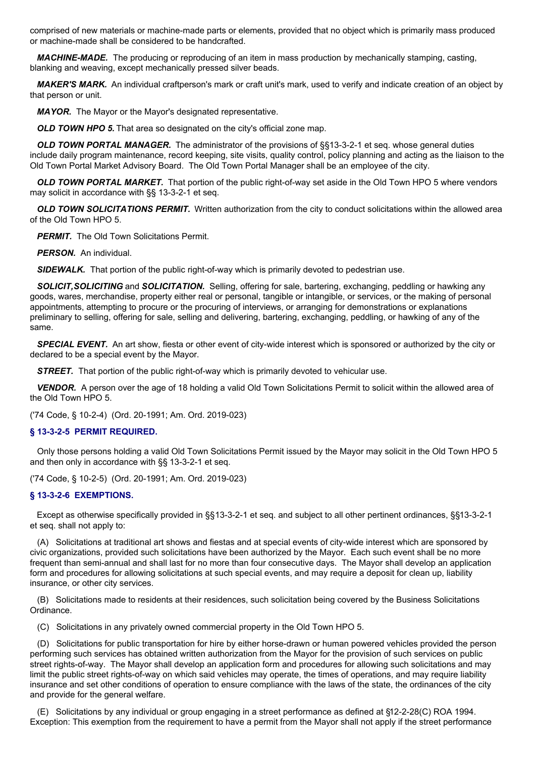comprised of new materials or machine-made parts or elements, provided that no object which is primarily mass produced or machine-made shall be considered to be handcrafted.

***MACHINE-MADE.*** The producing or reproducing of an item in mass production by mechanically stamping, casting, blanking and weaving, except mechanically pressed silver beads.

***MAKER'S MARK.*** An individual craftperson's mark or craft unit's mark, used to verify and indicate creation of an object by that person or unit.

***MAYOR.*** The Mayor or the Mayor's designated representative.

***OLD TOWN HPO 5.*** That area so designated on the city's official zone map.

***OLD TOWN PORTAL MANAGER.*** The administrator of the provisions of §§13-3-2-1 et seq. whose general duties include daily program maintenance, record keeping, site visits, quality control, policy planning and acting as the liaison to the Old Town Portal Market Advisory Board. The Old Town Portal Manager shall be an employee of the city.

***OLD TOWN PORTAL MARKET.*** That portion of the public right-of-way set aside in the Old Town HPO 5 where vendors may solicit in accordance with §§ 13-3-2-1 et seq.

***OLD TOWN SOLICITATIONS PERMIT.*** Written authorization from the city to conduct solicitations within the allowed area of the Old Town HPO 5.

***PERMIT.*** The Old Town Solicitations Permit.

***PERSON.*** An individual.

***SIDEWALK.*** That portion of the public right-of-way which is primarily devoted to pedestrian use.

***SOLICIT, SOLICITING*** and ***SOLICITATION.*** Selling, offering for sale, bartering, exchanging, peddling or hawking any goods, wares, merchandise, property either real or personal, tangible or intangible, or services, or the making of personal appointments, attempting to procure or the procuring of interviews, or arranging for demonstrations or explanations preliminary to selling, offering for sale, selling and delivering, bartering, exchanging, peddling, or hawking of any of the same.

***SPECIAL EVENT.*** An art show, fiesta or other event of city-wide interest which is sponsored or authorized by the city or declared to be a special event by the Mayor.

***STREET.*** That portion of the public right-of-way which is primarily devoted to vehicular use.

***VENDOR.*** A person over the age of 18 holding a valid Old Town Solicitations Permit to solicit within the allowed area of the Old Town HPO 5.

('74 Code, § 10-2-4) (Ord. 20-1991; Am. Ord. 2019-023)

### § 13-3-2-5 PERMIT REQUIRED.

Only those persons holding a valid Old Town Solicitations Permit issued by the Mayor may solicit in the Old Town HPO 5 and then only in accordance with §§ 13-3-2-1 et seq.

('74 Code, § 10-2-5) (Ord. 20-1991; Am. Ord. 2019-023)

### § 13-3-2-6 EXEMPTIONS.

Except as otherwise specifically provided in §§13-3-2-1 et seq. and subject to all other pertinent ordinances, §§13-3-2-1 et seq. shall not apply to:

(A) Solicitations at traditional art shows and fiestas and at special events of city-wide interest which are sponsored by civic organizations, provided such solicitations have been authorized by the Mayor. Each such event shall be no more frequent than semi-annual and shall last for no more than four consecutive days. The Mayor shall develop an application form and procedures for allowing solicitations at such special events, and may require a deposit for clean up, liability insurance, or other city services.

(B) Solicitations made to residents at their residences, such solicitation being covered by the Business Solicitations Ordinance.

(C) Solicitations in any privately owned commercial property in the Old Town HPO 5.

(D) Solicitations for public transportation for hire by either horse-drawn or human powered vehicles provided the person performing such services has obtained written authorization from the Mayor for the provision of such services on public street rights-of-way. The Mayor shall develop an application form and procedures for allowing such solicitations and may limit the public street rights-of-way on which said vehicles may operate, the times of operations, and may require liability insurance and set other conditions of operation to ensure compliance with the laws of the state, the ordinances of the city and provide for the general welfare.

(E) Solicitations by any individual or group engaging in a street performance as defined at §12-2-28(C) ROA 1994. Exception: This exemption from the requirement to have a permit from the Mayor shall not apply if the street performance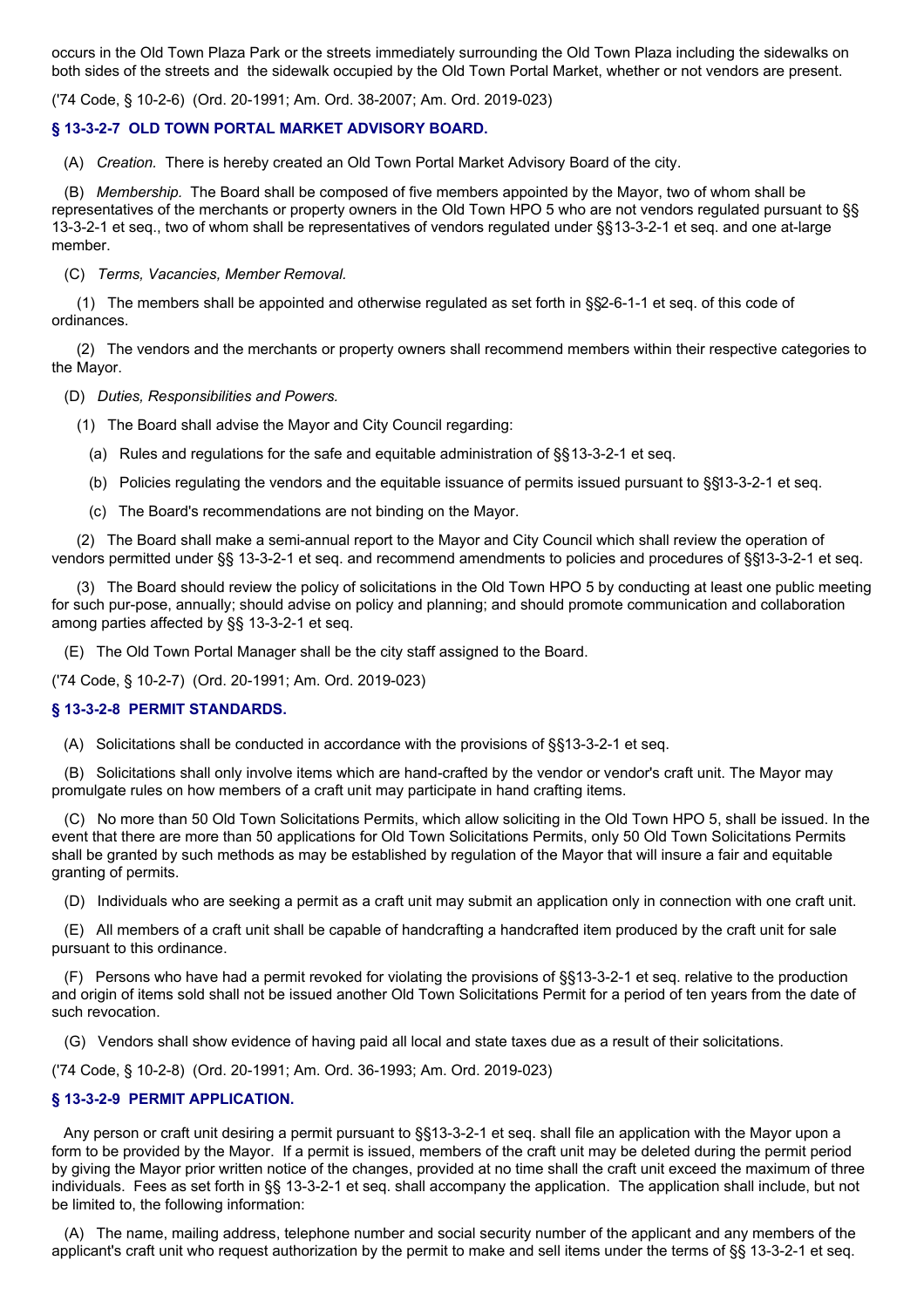occurs in the Old Town Plaza Park or the streets immediately surrounding the Old Town Plaza including the sidewalks on both sides of the streets and the sidewalk occupied by the Old Town Portal Market, whether or not vendors are present.

('74 Code, § 10-2-6) (Ord. 20-1991; Am. Ord. 38-2007; Am. Ord. 2019-023)

### § 13-3-2-7 OLD TOWN PORTAL MARKET ADVISORY BOARD.

(A) *Creation.* There is hereby created an Old Town Portal Market Advisory Board of the city.

(B) *Membership.* The Board shall be composed of five members appointed by the Mayor, two of whom shall be representatives of the merchants or property owners in the Old Town HPO 5 who are not vendors regulated pursuant to §§ 13-3-2-1 et seq., two of whom shall be representatives of vendors regulated under §§13-3-2-1 et seq. and one at-large member.

(C) *Terms, Vacancies, Member Removal.*

(1) The members shall be appointed and otherwise regulated as set forth in §§2-6-1-1 et seq. of this code of ordinances.

(2) The vendors and the merchants or property owners shall recommend members within their respective categories to the Mayor.

(D) *Duties, Responsibilities and Powers.*

(1) The Board shall advise the Mayor and City Council regarding:

(a) Rules and regulations for the safe and equitable administration of §§13-3-2-1 et seq.

(b) Policies regulating the vendors and the equitable issuance of permits issued pursuant to §§13-3-2-1 et seq.

(c) The Board's recommendations are not binding on the Mayor.

(2) The Board shall make a semi-annual report to the Mayor and City Council which shall review the operation of vendors permitted under §§ 13-3-2-1 et seq. and recommend amendments to policies and procedures of §§13-3-2-1 et seq.

(3) The Board should review the policy of solicitations in the Old Town HPO 5 by conducting at least one public meeting for such pur-pose, annually; should advise on policy and planning; and should promote communication and collaboration among parties affected by §§ 13-3-2-1 et seq.

(E) The Old Town Portal Manager shall be the city staff assigned to the Board.

('74 Code, § 10-2-7) (Ord. 20-1991; Am. Ord. 2019-023)

### § 13-3-2-8 PERMIT STANDARDS.

(A) Solicitations shall be conducted in accordance with the provisions of §§13-3-2-1 et seq.

(B) Solicitations shall only involve items which are hand-crafted by the vendor or vendor's craft unit. The Mayor may promulgate rules on how members of a craft unit may participate in hand crafting items.

(C) No more than 50 Old Town Solicitations Permits, which allow soliciting in the Old Town HPO 5, shall be issued. In the event that there are more than 50 applications for Old Town Solicitations Permits, only 50 Old Town Solicitations Permits shall be granted by such methods as may be established by regulation of the Mayor that will insure a fair and equitable granting of permits.

(D) Individuals who are seeking a permit as a craft unit may submit an application only in connection with one craft unit.

(E) All members of a craft unit shall be capable of handcrafting a handcrafted item produced by the craft unit for sale pursuant to this ordinance.

(F) Persons who have had a permit revoked for violating the provisions of §§13-3-2-1 et seq. relative to the production and origin of items sold shall not be issued another Old Town Solicitations Permit for a period of ten years from the date of such revocation.

(G) Vendors shall show evidence of having paid all local and state taxes due as a result of their solicitations.

('74 Code, § 10-2-8) (Ord. 20-1991; Am. Ord. 36-1993; Am. Ord. 2019-023)

### § 13-3-2-9 PERMIT APPLICATION.

Any person or craft unit desiring a permit pursuant to §§13-3-2-1 et seq. shall file an application with the Mayor upon a form to be provided by the Mayor. If a permit is issued, members of the craft unit may be deleted during the permit period by giving the Mayor prior written notice of the changes, provided at no time shall the craft unit exceed the maximum of three individuals. Fees as set forth in §§ 13-3-2-1 et seq. shall accompany the application. The application shall include, but not be limited to, the following information:

(A) The name, mailing address, telephone number and social security number of the applicant and any members of the applicant's craft unit who request authorization by the permit to make and sell items under the terms of §§ 13-3-2-1 et seq.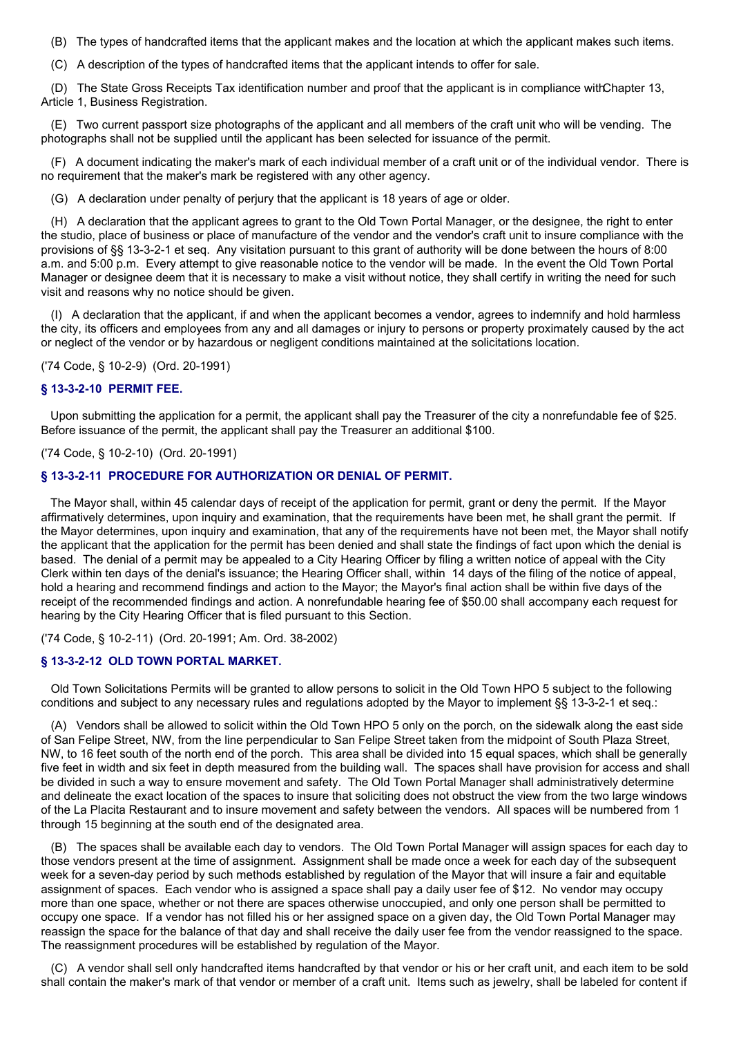(B) The types of handcrafted items that the applicant makes and the location at which the applicant makes such items.

(C) A description of the types of handcrafted items that the applicant intends to offer for sale.

(D) The State Gross Receipts Tax identification number and proof that the applicant is in compliance with Chapter 13, Article 1, Business Registration.

(E) Two current passport size photographs of the applicant and all members of the craft unit who will be vending. The photographs shall not be supplied until the applicant has been selected for issuance of the permit.

(F) A document indicating the maker's mark of each individual member of a craft unit or of the individual vendor. There is no requirement that the maker's mark be registered with any other agency.

(G) A declaration under penalty of perjury that the applicant is 18 years of age or older.

(H) A declaration that the applicant agrees to grant to the Old Town Portal Manager, or the designee, the right to enter the studio, place of business or place of manufacture of the vendor and the vendor's craft unit to insure compliance with the provisions of §§ 13-3-2-1 et seq. Any visitation pursuant to this grant of authority will be done between the hours of 8:00 a.m. and 5:00 p.m. Every attempt to give reasonable notice to the vendor will be made. In the event the Old Town Portal Manager or designee deem that it is necessary to make a visit without notice, they shall certify in writing the need for such visit and reasons why no notice should be given.

(I) A declaration that the applicant, if and when the applicant becomes a vendor, agrees to indemnify and hold harmless the city, its officers and employees from any and all damages or injury to persons or property proximately caused by the act or neglect of the vendor or by hazardous or negligent conditions maintained at the solicitations location.

('74 Code, § 10-2-9) (Ord. 20-1991)

### § 13-3-2-10 PERMIT FEE.

Upon submitting the application for a permit, the applicant shall pay the Treasurer of the city a nonrefundable fee of $25. Before issuance of the permit, the applicant shall pay the Treasurer an additional $100.

('74 Code, § 10-2-10) (Ord. 20-1991)

### § 13-3-2-11 PROCEDURE FOR AUTHORIZATION OR DENIAL OF PERMIT.

The Mayor shall, within 45 calendar days of receipt of the application for permit, grant or deny the permit. If the Mayor affirmatively determines, upon inquiry and examination, that the requirements have been met, he shall grant the permit. If the Mayor determines, upon inquiry and examination, that any of the requirements have not been met, the Mayor shall notify the applicant that the application for the permit has been denied and shall state the findings of fact upon which the denial is based. The denial of a permit may be appealed to a City Hearing Officer by filing a written notice of appeal with the City Clerk within ten days of the denial's issuance; the Hearing Officer shall, within 14 days of the filing of the notice of appeal, hold a hearing and recommend findings and action to the Mayor; the Mayor's final action shall be within five days of the receipt of the recommended findings and action. A nonrefundable hearing fee of $50.00 shall accompany each request for hearing by the City Hearing Officer that is filed pursuant to this Section.

('74 Code, § 10-2-11) (Ord. 20-1991; Am. Ord. 38-2002)

### § 13-3-2-12 OLD TOWN PORTAL MARKET.

Old Town Solicitations Permits will be granted to allow persons to solicit in the Old Town HPO 5 subject to the following conditions and subject to any necessary rules and regulations adopted by the Mayor to implement §§ 13-3-2-1 et seq.:

(A) Vendors shall be allowed to solicit within the Old Town HPO 5 only on the porch, on the sidewalk along the east side of San Felipe Street, NW, from the line perpendicular to San Felipe Street taken from the midpoint of South Plaza Street, NW, to 16 feet south of the north end of the porch. This area shall be divided into 15 equal spaces, which shall be generally five feet in width and six feet in depth measured from the building wall. The spaces shall have provision for access and shall be divided in such a way to ensure movement and safety. The Old Town Portal Manager shall administratively determine and delineate the exact location of the spaces to insure that soliciting does not obstruct the view from the two large windows of the La Placita Restaurant and to insure movement and safety between the vendors. All spaces will be numbered from 1 through 15 beginning at the south end of the designated area.

(B) The spaces shall be available each day to vendors. The Old Town Portal Manager will assign spaces for each day to those vendors present at the time of assignment. Assignment shall be made once a week for each day of the subsequent week for a seven-day period by such methods established by regulation of the Mayor that will insure a fair and equitable assignment of spaces. Each vendor who is assigned a space shall pay a daily user fee of $12. No vendor may occupy more than one space, whether or not there are spaces otherwise unoccupied, and only one person shall be permitted to occupy one space. If a vendor has not filled his or her assigned space on a given day, the Old Town Portal Manager may reassign the space for the balance of that day and shall receive the daily user fee from the vendor reassigned to the space. The reassignment procedures will be established by regulation of the Mayor.

(C) A vendor shall sell only handcrafted items handcrafted by that vendor or his or her craft unit, and each item to be sold shall contain the maker's mark of that vendor or member of a craft unit. Items such as jewelry, shall be labeled for content if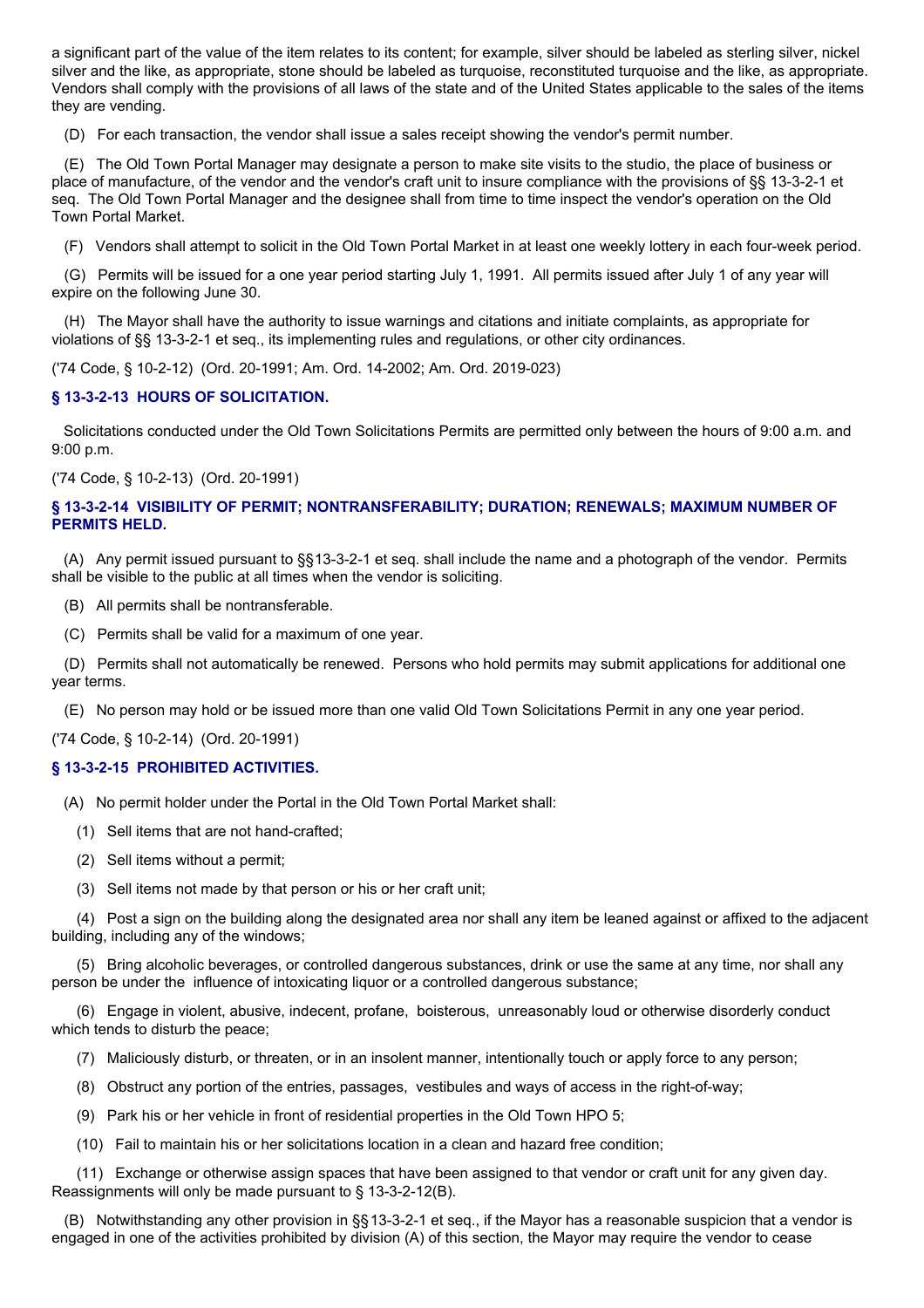a significant part of the value of the item relates to its content; for example, silver should be labeled as sterling silver, nickel silver and the like, as appropriate, stone should be labeled as turquoise, reconstituted turquoise and the like, as appropriate. Vendors shall comply with the provisions of all laws of the state and of the United States applicable to the sales of the items they are vending.

(D) For each transaction, the vendor shall issue a sales receipt showing the vendor's permit number.

(E) The Old Town Portal Manager may designate a person to make site visits to the studio, the place of business or place of manufacture, of the vendor and the vendor's craft unit to insure compliance with the provisions of §§ 13-3-2-1 et seq. The Old Town Portal Manager and the designee shall from time to time inspect the vendor's operation on the Old Town Portal Market.

(F) Vendors shall attempt to solicit in the Old Town Portal Market in at least one weekly lottery in each four-week period.

(G) Permits will be issued for a one year period starting July 1, 1991. All permits issued after July 1 of any year will expire on the following June 30.

(H) The Mayor shall have the authority to issue warnings and citations and initiate complaints, as appropriate for violations of §§ 13-3-2-1 et seq., its implementing rules and regulations, or other city ordinances.

('74 Code, § 10-2-12) (Ord. 20-1991; Am. Ord. 14-2002; Am. Ord. 2019-023)

### § 13-3-2-13 HOURS OF SOLICITATION.

Solicitations conducted under the Old Town Solicitations Permits are permitted only between the hours of 9:00 a.m. and 9:00 p.m.

('74 Code, § 10-2-13) (Ord. 20-1991)

### § 13-3-2-14 VISIBILITY OF PERMIT; NONTRANSFERABILITY; DURATION; RENEWALS; MAXIMUM NUMBER OF PERMITS HELD.

(A) Any permit issued pursuant to §§13-3-2-1 et seq. shall include the name and a photograph of the vendor. Permits shall be visible to the public at all times when the vendor is soliciting.

(B) All permits shall be nontransferable.

(C) Permits shall be valid for a maximum of one year.

(D) Permits shall not automatically be renewed. Persons who hold permits may submit applications for additional one year terms.

(E) No person may hold or be issued more than one valid Old Town Solicitations Permit in any one year period.

('74 Code, § 10-2-14) (Ord. 20-1991)

### § 13-3-2-15 PROHIBITED ACTIVITIES.

(A) No permit holder under the Portal in the Old Town Portal Market shall:

(1) Sell items that are not hand-crafted;

(2) Sell items without a permit;

(3) Sell items not made by that person or his or her craft unit;

(4) Post a sign on the building along the designated area nor shall any item be leaned against or affixed to the adjacent building, including any of the windows;

(5) Bring alcoholic beverages, or controlled dangerous substances, drink or use the same at any time, nor shall any person be under the influence of intoxicating liquor or a controlled dangerous substance;

(6) Engage in violent, abusive, indecent, profane, boisterous, unreasonably loud or otherwise disorderly conduct which tends to disturb the peace;

(7) Maliciously disturb, or threaten, or in an insolent manner, intentionally touch or apply force to any person;

(8) Obstruct any portion of the entries, passages, vestibules and ways of access in the right-of-way;

(9) Park his or her vehicle in front of residential properties in the Old Town HPO 5;

(10) Fail to maintain his or her solicitations location in a clean and hazard free condition;

(11) Exchange or otherwise assign spaces that have been assigned to that vendor or craft unit for any given day. Reassignments will only be made pursuant to § 13-3-2-12(B).

(B) Notwithstanding any other provision in §§13-3-2-1 et seq., if the Mayor has a reasonable suspicion that a vendor is engaged in one of the activities prohibited by division (A) of this section, the Mayor may require the vendor to cease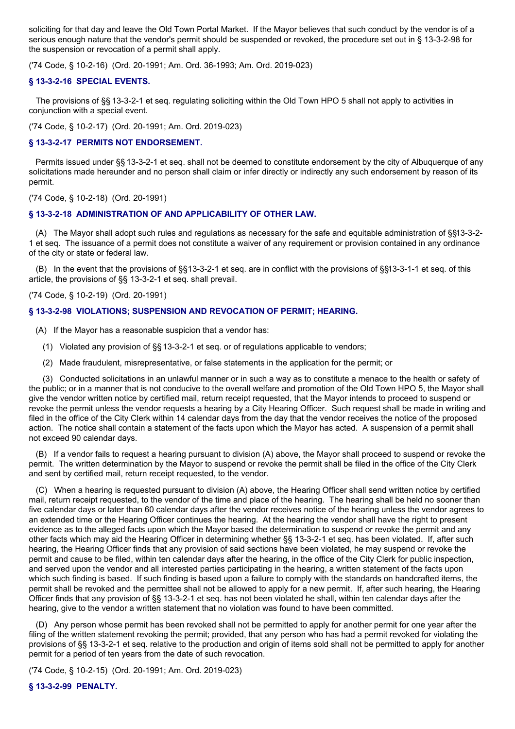soliciting for that day and leave the Old Town Portal Market. If the Mayor believes that such conduct by the vendor is of a serious enough nature that the vendor's permit should be suspended or revoked, the procedure set out in § 13-3-2-98 for the suspension or revocation of a permit shall apply.

('74 Code, § 10-2-16) (Ord. 20-1991; Am. Ord. 36-1993; Am. Ord. 2019-023)

### § 13-3-2-16 SPECIAL EVENTS.

The provisions of §§ 13-3-2-1 et seq. regulating soliciting within the Old Town HPO 5 shall not apply to activities in conjunction with a special event.

('74 Code, § 10-2-17) (Ord. 20-1991; Am. Ord. 2019-023)

### § 13-3-2-17 PERMITS NOT ENDORSEMENT.

Permits issued under §§ 13-3-2-1 et seq. shall not be deemed to constitute endorsement by the city of Albuquerque of any solicitations made hereunder and no person shall claim or infer directly or indirectly any such endorsement by reason of its permit.

('74 Code, § 10-2-18) (Ord. 20-1991)

### § 13-3-2-18 ADMINISTRATION OF AND APPLICABILITY OF OTHER LAW.

(A) The Mayor shall adopt such rules and regulations as necessary for the safe and equitable administration of §§13-3-2-1 et seq. The issuance of a permit does not constitute a waiver of any requirement or provision contained in any ordinance of the city or state or federal law.

(B) In the event that the provisions of §§13-3-2-1 et seq. are in conflict with the provisions of §§13-3-1-1 et seq. of this article, the provisions of §§ 13-3-2-1 et seq. shall prevail.

('74 Code, § 10-2-19) (Ord. 20-1991)

### § 13-3-2-98 VIOLATIONS; SUSPENSION AND REVOCATION OF PERMIT; HEARING.

(A) If the Mayor has a reasonable suspicion that a vendor has:

(1) Violated any provision of §§ 13-3-2-1 et seq. or of regulations applicable to vendors;

(2) Made fraudulent, misrepresentative, or false statements in the application for the permit; or

(3) Conducted solicitations in an unlawful manner or in such a way as to constitute a menace to the health or safety of the public; or in a manner that is not conducive to the overall welfare and promotion of the Old Town HPO 5, the Mayor shall give the vendor written notice by certified mail, return receipt requested, that the Mayor intends to proceed to suspend or revoke the permit unless the vendor requests a hearing by a City Hearing Officer. Such request shall be made in writing and filed in the office of the City Clerk within 14 calendar days from the day that the vendor receives the notice of the proposed action. The notice shall contain a statement of the facts upon which the Mayor has acted. A suspension of a permit shall not exceed 90 calendar days.

(B) If a vendor fails to request a hearing pursuant to division (A) above, the Mayor shall proceed to suspend or revoke the permit. The written determination by the Mayor to suspend or revoke the permit shall be filed in the office of the City Clerk and sent by certified mail, return receipt requested, to the vendor.

(C) When a hearing is requested pursuant to division (A) above, the Hearing Officer shall send written notice by certified mail, return receipt requested, to the vendor of the time and place of the hearing. The hearing shall be held no sooner than five calendar days or later than 60 calendar days after the vendor receives notice of the hearing unless the vendor agrees to an extended time or the Hearing Officer continues the hearing. At the hearing the vendor shall have the right to present evidence as to the alleged facts upon which the Mayor based the determination to suspend or revoke the permit and any other facts which may aid the Hearing Officer in determining whether §§ 13-3-2-1 et seq. has been violated. If, after such hearing, the Hearing Officer finds that any provision of said sections have been violated, he may suspend or revoke the permit and cause to be filed, within ten calendar days after the hearing, in the office of the City Clerk for public inspection, and served upon the vendor and all interested parties participating in the hearing, a written statement of the facts upon which such finding is based. If such finding is based upon a failure to comply with the standards on handcrafted items, the permit shall be revoked and the permittee shall not be allowed to apply for a new permit. If, after such hearing, the Hearing Officer finds that any provision of §§ 13-3-2-1 et seq. has not been violated he shall, within ten calendar days after the hearing, give to the vendor a written statement that no violation was found to have been committed.

(D) Any person whose permit has been revoked shall not be permitted to apply for another permit for one year after the filing of the written statement revoking the permit; provided, that any person who has had a permit revoked for violating the provisions of §§ 13-3-2-1 et seq. relative to the production and origin of items sold shall not be permitted to apply for another permit for a period of ten years from the date of such revocation.

('74 Code, § 10-2-15) (Ord. 20-1991; Am. Ord. 2019-023)

### § 13-3-2-99 PENALTY.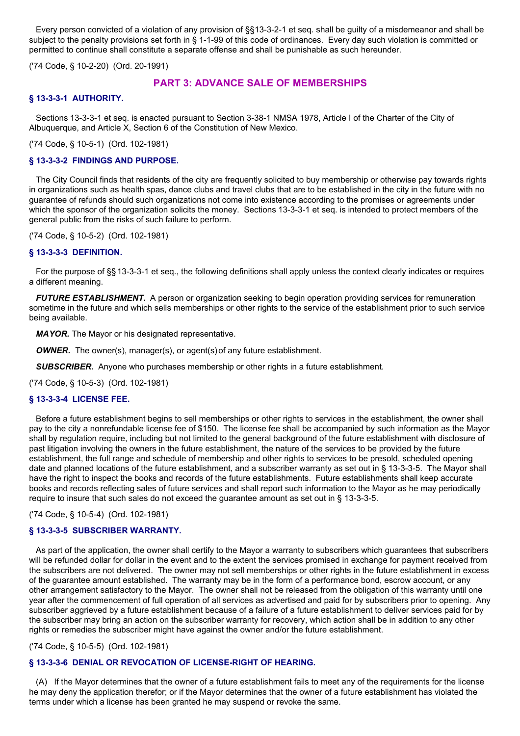Every person convicted of a violation of any provision of §§13-3-2-1 et seq. shall be guilty of a misdemeanor and shall be subject to the penalty provisions set forth in § 1-1-99 of this code of ordinances. Every day such violation is committed or permitted to continue shall constitute a separate offense and shall be punishable as such hereunder.

('74 Code, § 10-2-20) (Ord. 20-1991)

## PART 3: ADVANCE SALE OF MEMBERSHIPS

### § 13-3-3-1 AUTHORITY.

Sections 13-3-3-1 et seq. is enacted pursuant to Section 3-38-1 NMSA 1978, Article I of the Charter of the City of Albuquerque, and Article X, Section 6 of the Constitution of New Mexico.

('74 Code, § 10-5-1) (Ord. 102-1981)

### § 13-3-3-2 FINDINGS AND PURPOSE.

The City Council finds that residents of the city are frequently solicited to buy membership or otherwise pay towards rights in organizations such as health spas, dance clubs and travel clubs that are to be established in the city in the future with no guarantee of refunds should such organizations not come into existence according to the promises or agreements under which the sponsor of the organization solicits the money. Sections 13-3-3-1 et seq. is intended to protect members of the general public from the risks of such failure to perform.

('74 Code, § 10-5-2) (Ord. 102-1981)

### § 13-3-3-3 DEFINITION.

For the purpose of §§ 13-3-3-1 et seq., the following definitions shall apply unless the context clearly indicates or requires a different meaning.

***FUTURE ESTABLISHMENT.*** A person or organization seeking to begin operation providing services for remuneration sometime in the future and which sells memberships or other rights to the service of the establishment prior to such service being available.

***MAYOR.*** The Mayor or his designated representative.

***OWNER.*** The owner(s), manager(s), or agent(s) of any future establishment.

***SUBSCRIBER.*** Anyone who purchases membership or other rights in a future establishment.

('74 Code, § 10-5-3) (Ord. 102-1981)

### § 13-3-3-4 LICENSE FEE.

Before a future establishment begins to sell memberships or other rights to services in the establishment, the owner shall pay to the city a nonrefundable license fee of $150. The license fee shall be accompanied by such information as the Mayor shall by regulation require, including but not limited to the general background of the future establishment with disclosure of past litigation involving the owners in the future establishment, the nature of the services to be provided by the future establishment, the full range and schedule of membership and other rights to services to be presold, scheduled opening date and planned locations of the future establishment, and a subscriber warranty as set out in § 13-3-3-5. The Mayor shall have the right to inspect the books and records of the future establishments. Future establishments shall keep accurate books and records reflecting sales of future services and shall report such information to the Mayor as he may periodically require to insure that such sales do not exceed the guarantee amount as set out in § 13-3-3-5.

('74 Code, § 10-5-4) (Ord. 102-1981)

### § 13-3-3-5 SUBSCRIBER WARRANTY.

As part of the application, the owner shall certify to the Mayor a warranty to subscribers which guarantees that subscribers will be refunded dollar for dollar in the event and to the extent the services promised in exchange for payment received from the subscribers are not delivered. The owner may not sell memberships or other rights in the future establishment in excess of the guarantee amount established. The warranty may be in the form of a performance bond, escrow account, or any other arrangement satisfactory to the Mayor. The owner shall not be released from the obligation of this warranty until one year after the commencement of full operation of all services as advertised and paid for by subscribers prior to opening. Any subscriber aggrieved by a future establishment because of a failure of a future establishment to deliver services paid for by the subscriber may bring an action on the subscriber warranty for recovery, which action shall be in addition to any other rights or remedies the subscriber might have against the owner and/or the future establishment.

('74 Code, § 10-5-5) (Ord. 102-1981)

### § 13-3-3-6 DENIAL OR REVOCATION OF LICENSE-RIGHT OF HEARING.

(A) If the Mayor determines that the owner of a future establishment fails to meet any of the requirements for the license he may deny the application therefor; or if the Mayor determines that the owner of a future establishment has violated the terms under which a license has been granted he may suspend or revoke the same.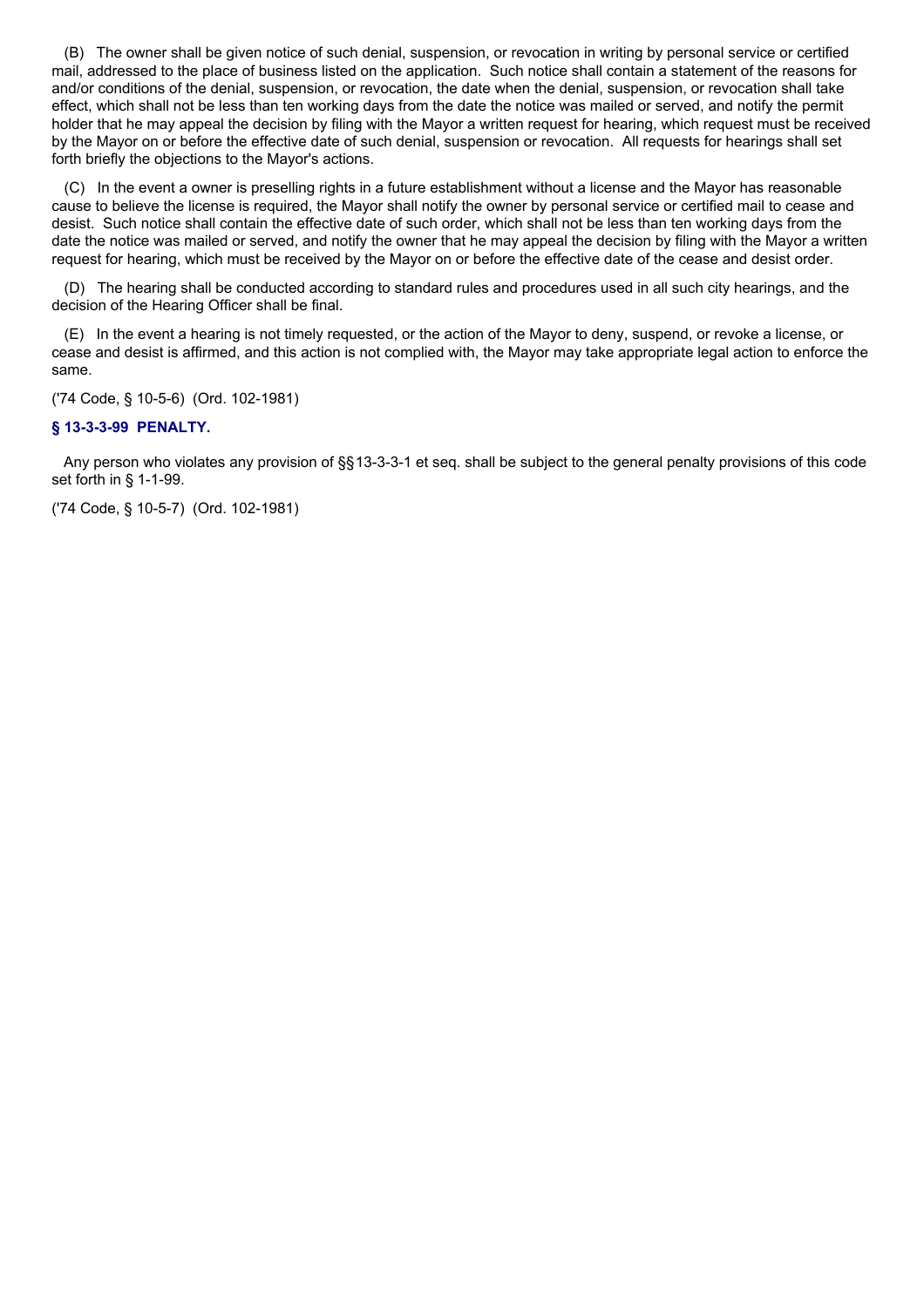(B) The owner shall be given notice of such denial, suspension, or revocation in writing by personal service or certified mail, addressed to the place of business listed on the application. Such notice shall contain a statement of the reasons for and/or conditions of the denial, suspension, or revocation, the date when the denial, suspension, or revocation shall take effect, which shall not be less than ten working days from the date the notice was mailed or served, and notify the permit holder that he may appeal the decision by filing with the Mayor a written request for hearing, which request must be received by the Mayor on or before the effective date of such denial, suspension or revocation. All requests for hearings shall set forth briefly the objections to the Mayor's actions.

(C) In the event a owner is preselling rights in a future establishment without a license and the Mayor has reasonable cause to believe the license is required, the Mayor shall notify the owner by personal service or certified mail to cease and desist. Such notice shall contain the effective date of such order, which shall not be less than ten working days from the date the notice was mailed or served, and notify the owner that he may appeal the decision by filing with the Mayor a written request for hearing, which must be received by the Mayor on or before the effective date of the cease and desist order.

(D) The hearing shall be conducted according to standard rules and procedures used in all such city hearings, and the decision of the Hearing Officer shall be final.

(E) In the event a hearing is not timely requested, or the action of the Mayor to deny, suspend, or revoke a license, or cease and desist is affirmed, and this action is not complied with, the Mayor may take appropriate legal action to enforce the same.

('74 Code, § 10-5-6) (Ord. 102-1981)

### § 13-3-3-99 PENALTY.

Any person who violates any provision of §§13-3-3-1 et seq. shall be subject to the general penalty provisions of this code set forth in § 1-1-99.

('74 Code, § 10-5-7) (Ord. 102-1981)